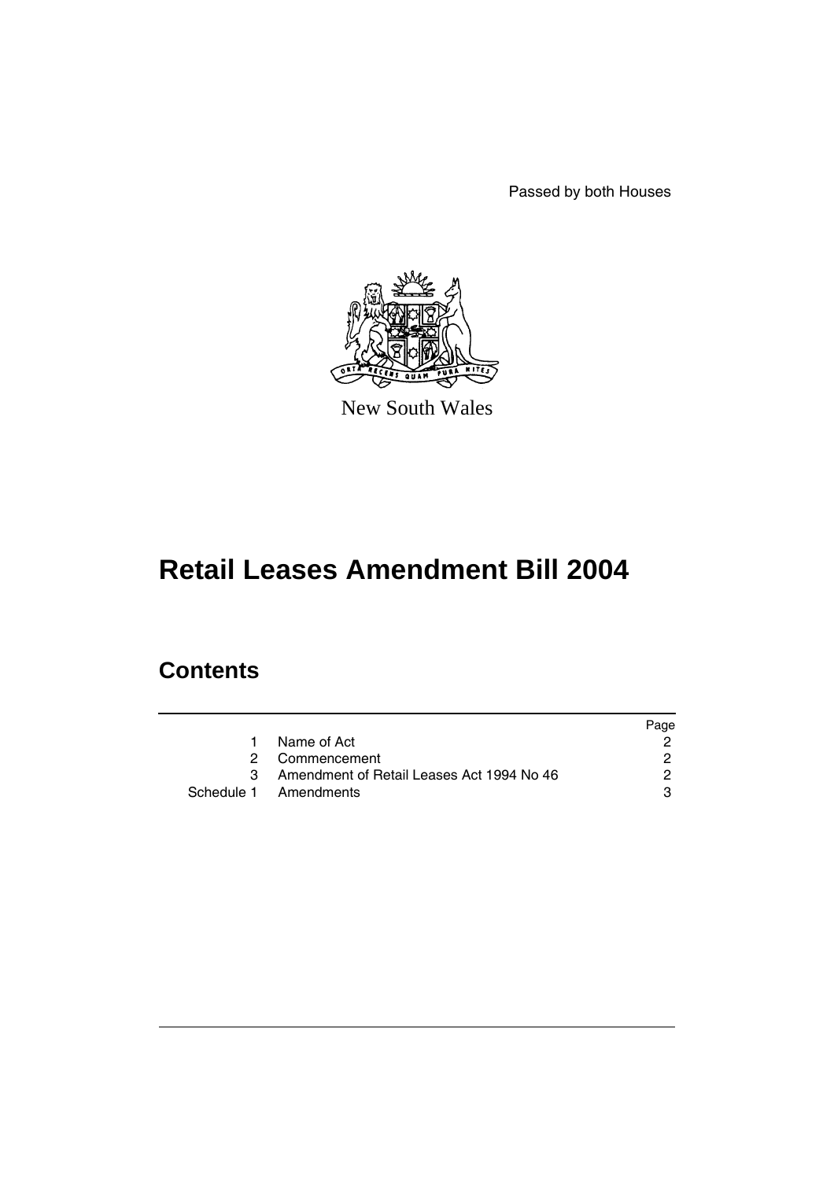Passed by both Houses

New South Wales

# Retail Leases Amendment Bill 2004

## Contents

| | | Page |
|---|---|---|
| 1 | Name of Act | 2 |
| 2 | Commencement | 2 |
| 3 | Amendment of Retail Leases Act 1994 No 46 | 2 |
| Schedule 1 | Amendments | 3 |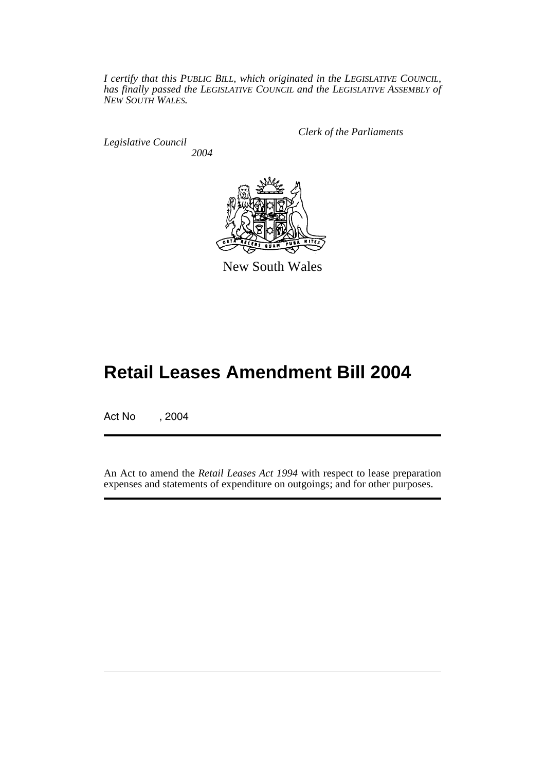*I certify that this PUBLIC BILL, which originated in the LEGISLATIVE COUNCIL, has finally passed the LEGISLATIVE COUNCIL and the LEGISLATIVE ASSEMBLY of NEW SOUTH WALES.*

*Clerk of the Parliaments*

*Legislative Council*

*2004*

New South Wales

# Retail Leases Amendment Bill 2004

Act No , 2004

An Act to amend the *Retail Leases Act 1994* with respect to lease preparation expenses and statements of expenditure on outgoings; and for other purposes.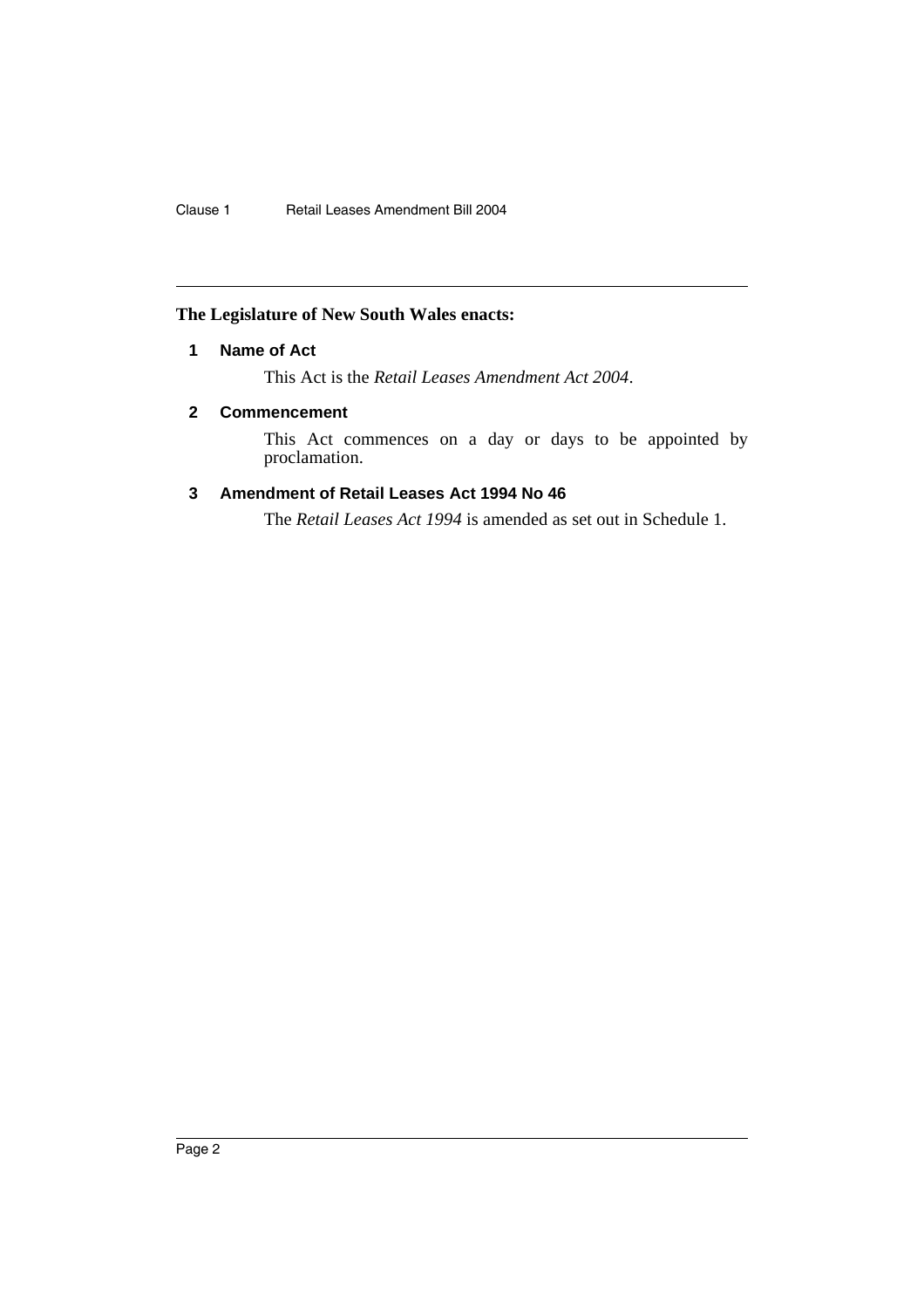**The Legislature of New South Wales enacts:**

### 1 Name of Act

This Act is the *Retail Leases Amendment Act 2004*.

### 2 Commencement

This Act commences on a day or days to be appointed by proclamation.

### 3 Amendment of Retail Leases Act 1994 No 46

The *Retail Leases Act 1994* is amended as set out in Schedule 1.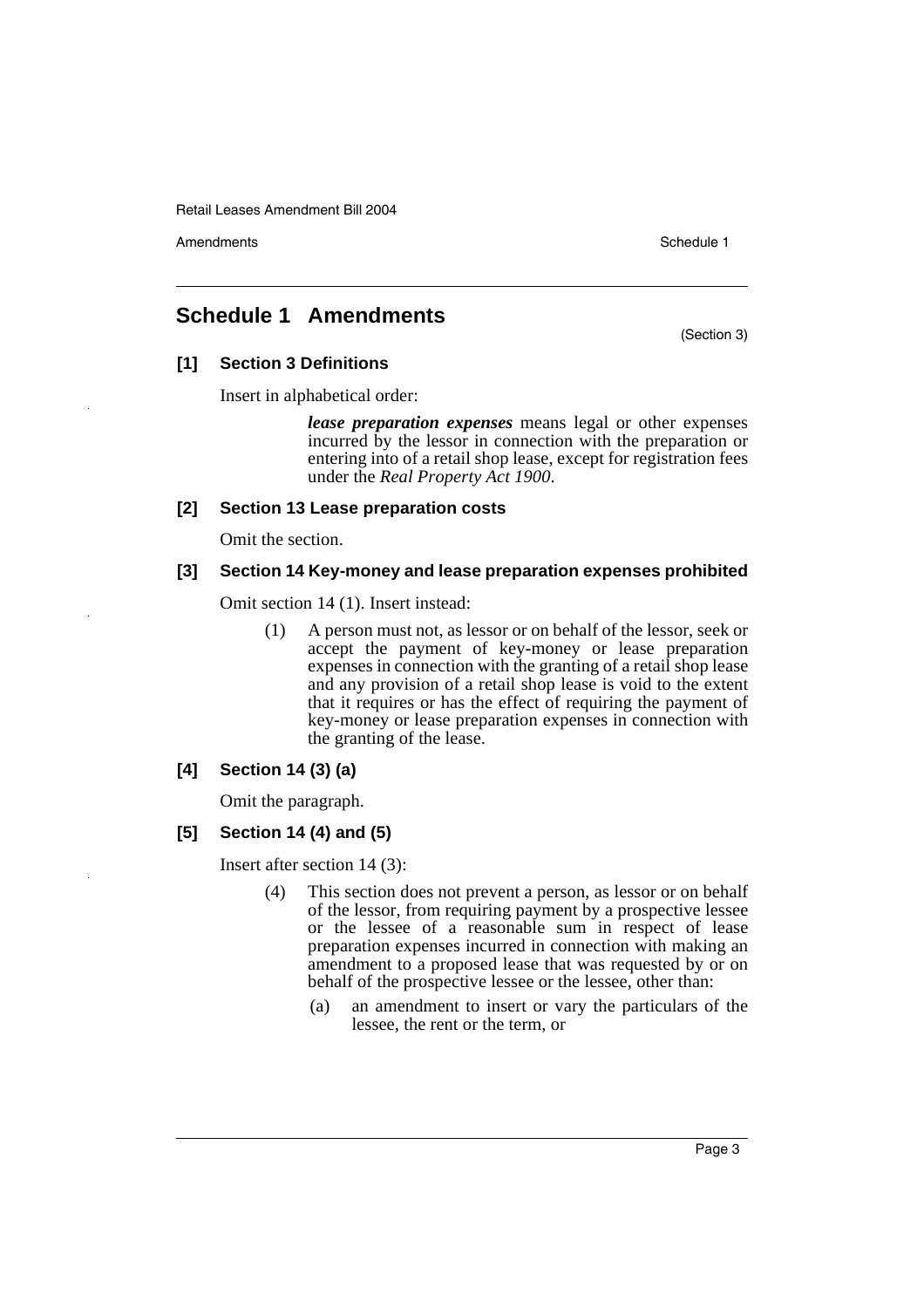## Schedule 1 Amendments

(Section 3)

### [1] Section 3 Definitions

Insert in alphabetical order:

> ***lease preparation expenses*** means legal or other expenses incurred by the lessor in connection with the preparation or entering into of a retail shop lease, except for registration fees under the *Real Property Act 1900*.

### [2] Section 13 Lease preparation costs

Omit the section.

### [3] Section 14 Key-money and lease preparation expenses prohibited

Omit section 14 (1). Insert instead:

> (1) A person must not, as lessor or on behalf of the lessor, seek or accept the payment of key-money or lease preparation expenses in connection with the granting of a retail shop lease and any provision of a retail shop lease is void to the extent that it requires or has the effect of requiring the payment of key-money or lease preparation expenses in connection with the granting of the lease.

### [4] Section 14 (3) (a)

Omit the paragraph.

### [5] Section 14 (4) and (5)

Insert after section 14 (3):

> (4) This section does not prevent a person, as lessor or on behalf of the lessor, from requiring payment by a prospective lessee or the lessee of a reasonable sum in respect of lease preparation expenses incurred in connection with making an amendment to a proposed lease that was requested by or on behalf of the prospective lessee or the lessee, other than:
>
> (a) an amendment to insert or vary the particulars of the lessee, the rent or the term, or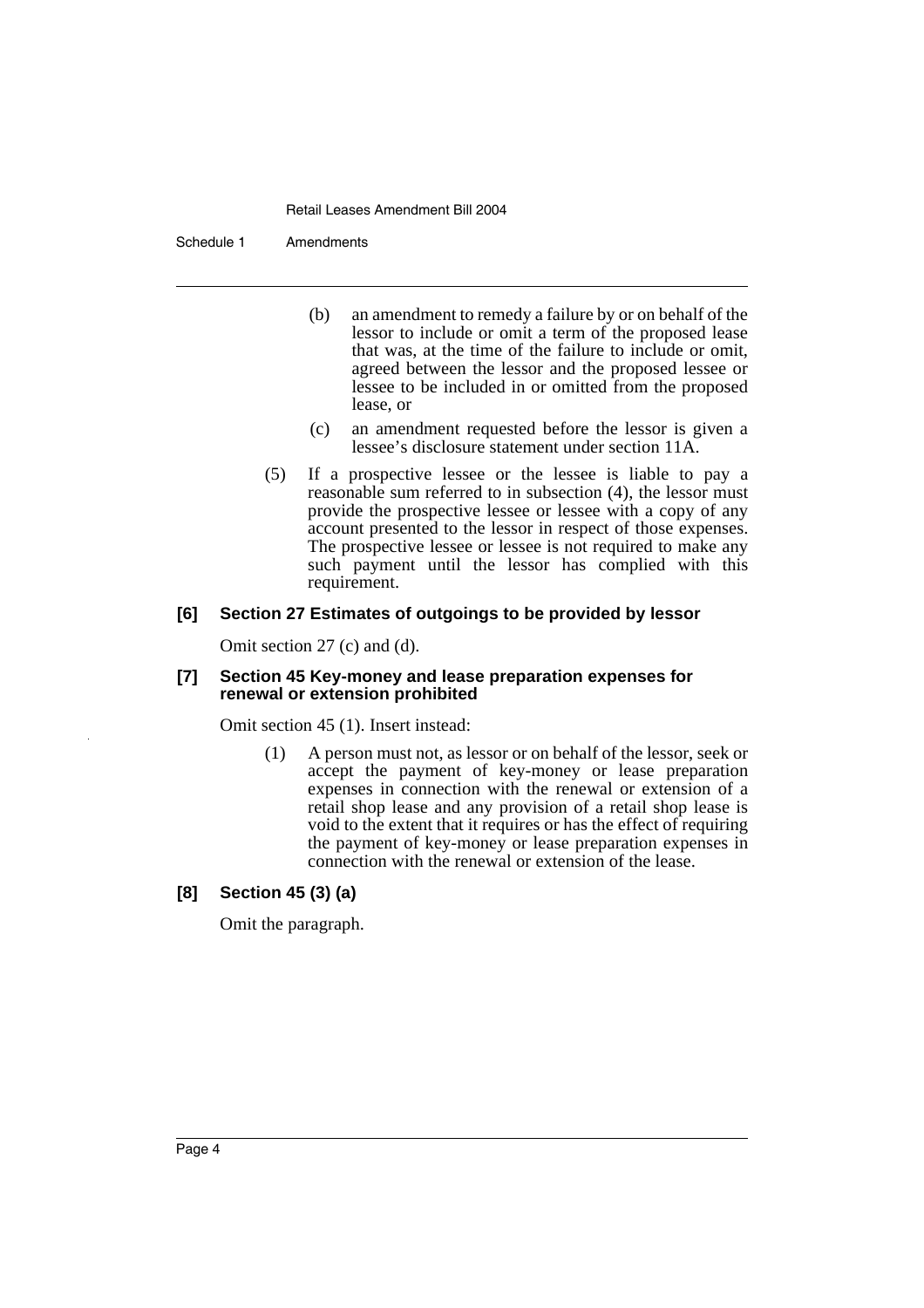(b) an amendment to remedy a failure by or on behalf of the lessor to include or omit a term of the proposed lease that was, at the time of the failure to include or omit, agreed between the lessor and the proposed lessee or lessee to be included in or omitted from the proposed lease, or

(c) an amendment requested before the lessor is given a lessee's disclosure statement under section 11A.

(5) If a prospective lessee or the lessee is liable to pay a reasonable sum referred to in subsection (4), the lessor must provide the prospective lessee or lessee with a copy of any account presented to the lessor in respect of those expenses. The prospective lessee or lessee is not required to make any such payment until the lessor has complied with this requirement.

**[6] Section 27 Estimates of outgoings to be provided by lessor**

Omit section 27 (c) and (d).

**[7] Section 45 Key-money and lease preparation expenses for renewal or extension prohibited**

Omit section 45 (1). Insert instead:

(1) A person must not, as lessor or on behalf of the lessor, seek or accept the payment of key-money or lease preparation expenses in connection with the renewal or extension of a retail shop lease and any provision of a retail shop lease is void to the extent that it requires or has the effect of requiring the payment of key-money or lease preparation expenses in connection with the renewal or extension of the lease.

**[8] Section 45 (3) (a)**

Omit the paragraph.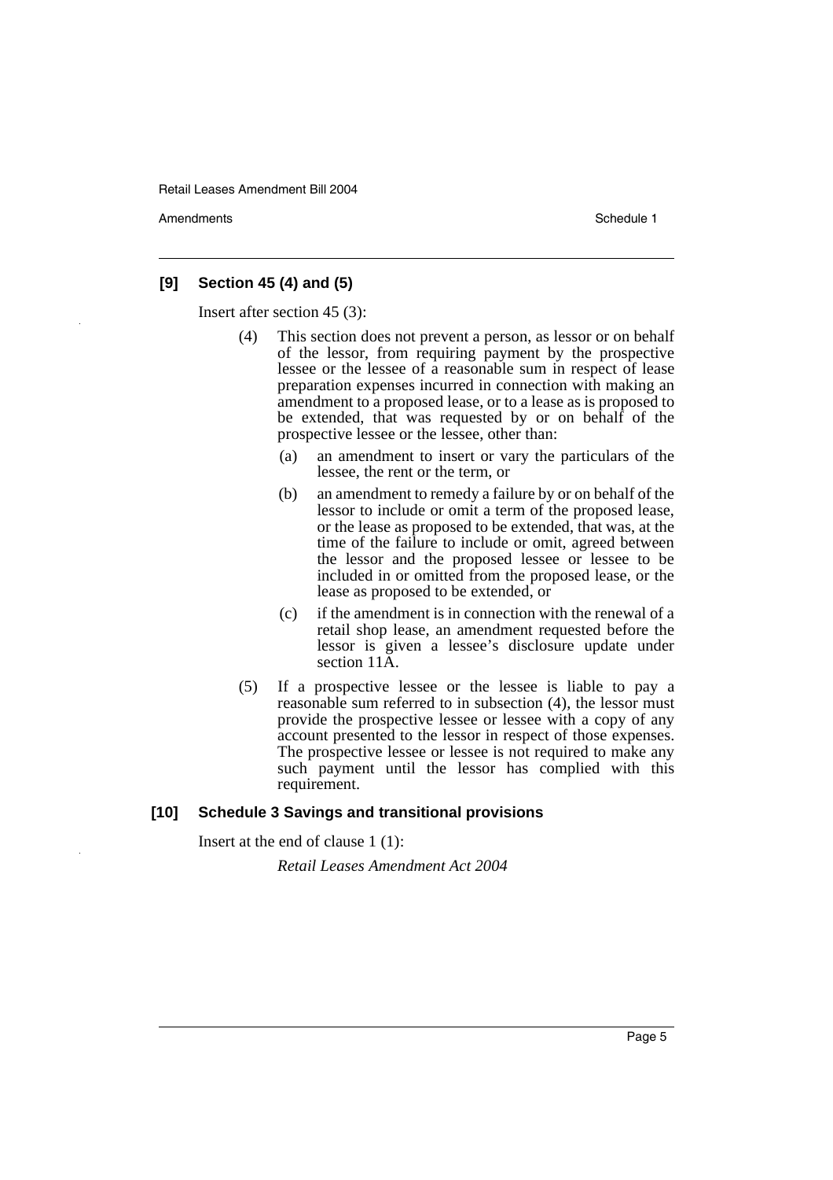### [9] Section 45 (4) and (5)

Insert after section 45 (3):

(4) This section does not prevent a person, as lessor or on behalf of the lessor, from requiring payment by the prospective lessee or the lessee of a reasonable sum in respect of lease preparation expenses incurred in connection with making an amendment to a proposed lease, or to a lease as is proposed to be extended, that was requested by or on behalf of the prospective lessee or the lessee, other than:

(a) an amendment to insert or vary the particulars of the lessee, the rent or the term, or

(b) an amendment to remedy a failure by or on behalf of the lessor to include or omit a term of the proposed lease, or the lease as proposed to be extended, that was, at the time of the failure to include or omit, agreed between the lessor and the proposed lessee or lessee to be included in or omitted from the proposed lease, or the lease as proposed to be extended, or

(c) if the amendment is in connection with the renewal of a retail shop lease, an amendment requested before the lessor is given a lessee's disclosure update under section 11A.

(5) If a prospective lessee or the lessee is liable to pay a reasonable sum referred to in subsection (4), the lessor must provide the prospective lessee or lessee with a copy of any account presented to the lessor in respect of those expenses. The prospective lessee or lessee is not required to make any such payment until the lessor has complied with this requirement.

### [10] Schedule 3 Savings and transitional provisions

Insert at the end of clause 1 (1):

*Retail Leases Amendment Act 2004*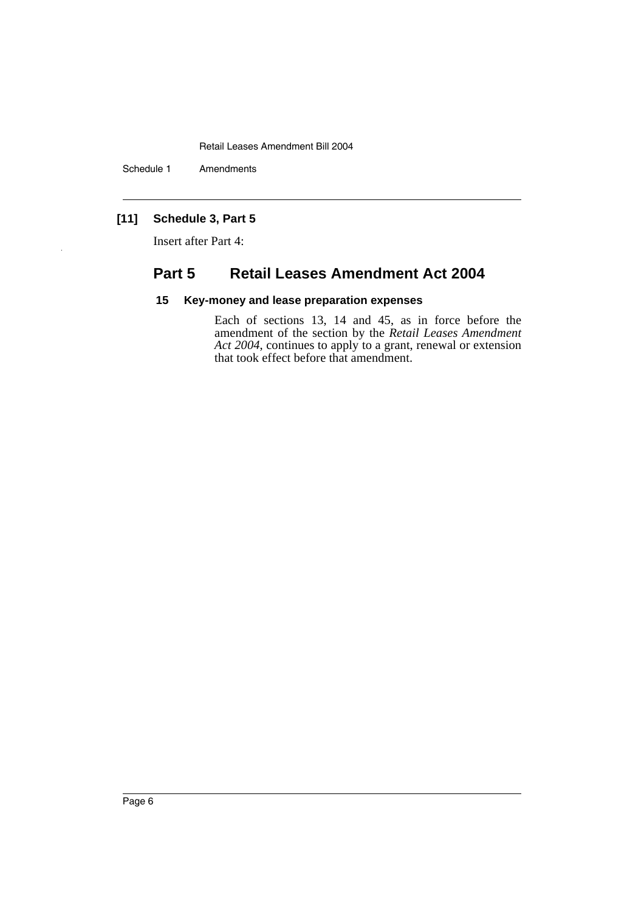**[11] Schedule 3, Part 5**

Insert after Part 4:

## Part 5 Retail Leases Amendment Act 2004

### 15 Key-money and lease preparation expenses

Each of sections 13, 14 and 45, as in force before the amendment of the section by the *Retail Leases Amendment Act 2004*, continues to apply to a grant, renewal or extension that took effect before that amendment.